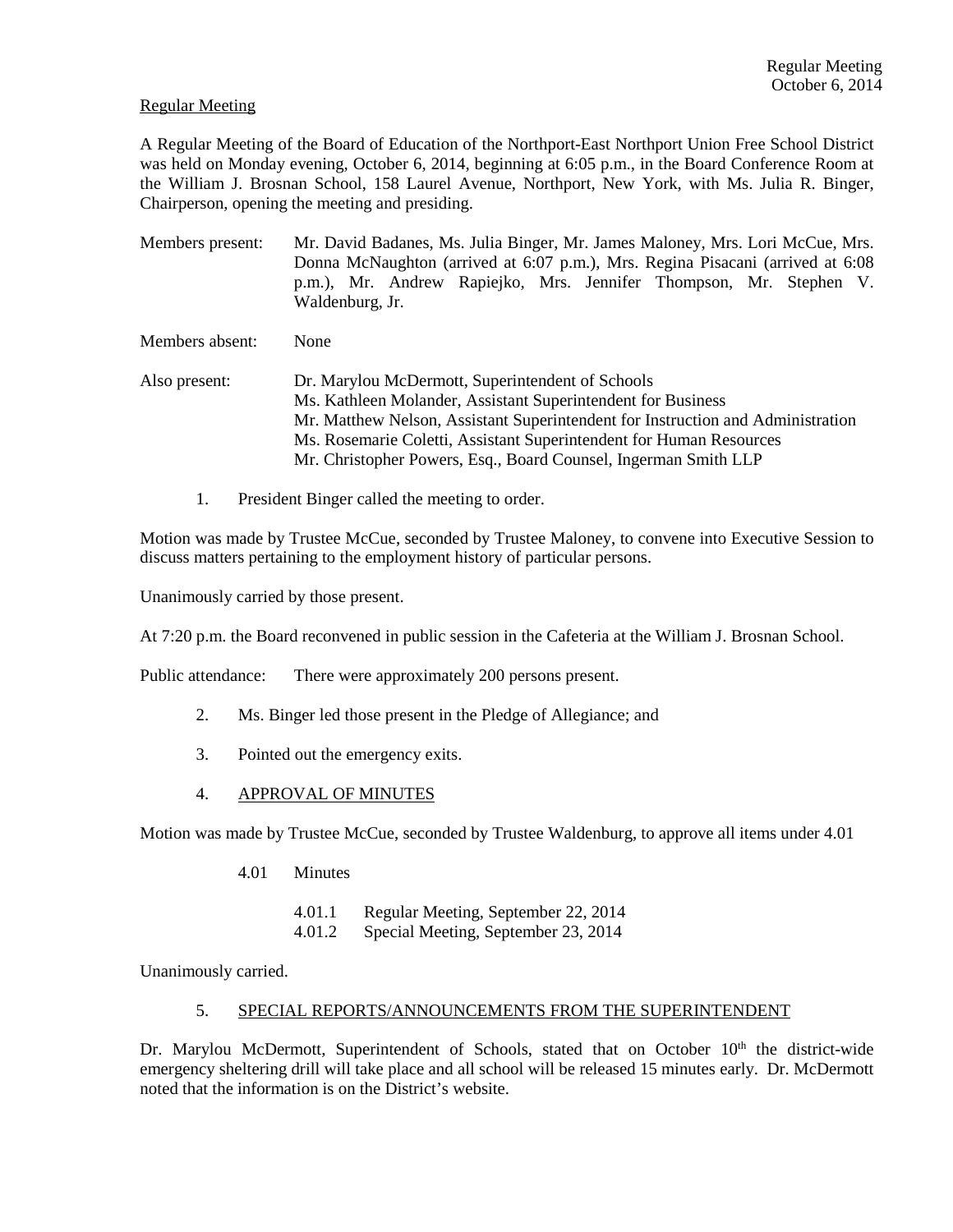Regular Meeting

A Regular Meeting of the Board of Education of the Northport-East Northport Union Free School District was held on Monday evening, October 6, 2014, beginning at 6:05 p.m., in the Board Conference Room at the William J. Brosnan School, 158 Laurel Avenue, Northport, New York, with Ms. Julia R. Binger, Chairperson, opening the meeting and presiding.

Members present: Mr. David Badanes, Ms. Julia Binger, Mr. James Maloney, Mrs. Lori McCue, Mrs. Donna McNaughton (arrived at 6:07 p.m.), Mrs. Regina Pisacani (arrived at 6:08 p.m.), Mr. Andrew Rapiejko, Mrs. Jennifer Thompson, Mr. Stephen V. Waldenburg, Jr.

Members absent: None

Also present: Dr. Marylou McDermott, Superintendent of Schools
Ms. Kathleen Molander, Assistant Superintendent for Business
Mr. Matthew Nelson, Assistant Superintendent for Instruction and Administration
Ms. Rosemarie Coletti, Assistant Superintendent for Human Resources
Mr. Christopher Powers, Esq., Board Counsel, Ingerman Smith LLP

1. President Binger called the meeting to order.

Motion was made by Trustee McCue, seconded by Trustee Maloney, to convene into Executive Session to discuss matters pertaining to the employment history of particular persons.

Unanimously carried by those present.

At 7:20 p.m. the Board reconvened in public session in the Cafeteria at the William J. Brosnan School.

Public attendance: There were approximately 200 persons present.

2. Ms. Binger led those present in the Pledge of Allegiance; and

3. Pointed out the emergency exits.

4. APPROVAL OF MINUTES

Motion was made by Trustee McCue, seconded by Trustee Waldenburg, to approve all items under 4.01

4.01 Minutes

4.01.1 Regular Meeting, September 22, 2014
4.01.2 Special Meeting, September 23, 2014

Unanimously carried.

5. SPECIAL REPORTS/ANNOUNCEMENTS FROM THE SUPERINTENDENT

Dr. Marylou McDermott, Superintendent of Schools, stated that on October 10th the district-wide emergency sheltering drill will take place and all school will be released 15 minutes early. Dr. McDermott noted that the information is on the District's website.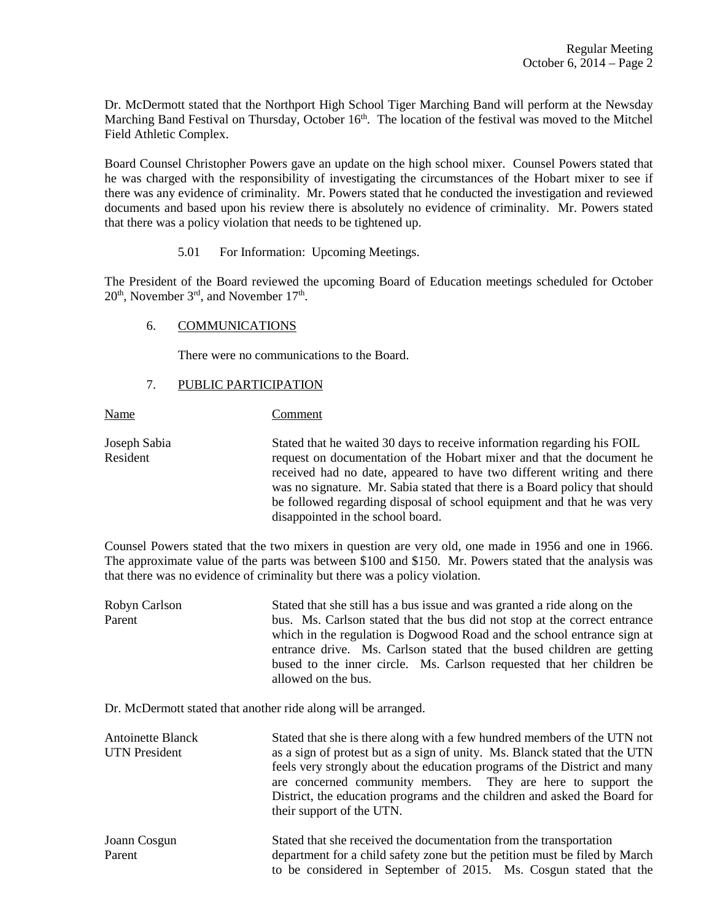Dr. McDermott stated that the Northport High School Tiger Marching Band will perform at the Newsday Marching Band Festival on Thursday, October 16th. The location of the festival was moved to the Mitchel Field Athletic Complex.

Board Counsel Christopher Powers gave an update on the high school mixer. Counsel Powers stated that he was charged with the responsibility of investigating the circumstances of the Hobart mixer to see if there was any evidence of criminality. Mr. Powers stated that he conducted the investigation and reviewed documents and based upon his review there is absolutely no evidence of criminality. Mr. Powers stated that there was a policy violation that needs to be tightened up.

5.01 For Information: Upcoming Meetings.

The President of the Board reviewed the upcoming Board of Education meetings scheduled for October 20th, November 3rd, and November 17th.

6. COMMUNICATIONS

There were no communications to the Board.

7. PUBLIC PARTICIPATION

| Name | Comment |
|---|---|
| Joseph Sabia<br>Resident | Stated that he waited 30 days to receive information regarding his FOIL request on documentation of the Hobart mixer and that the document he received had no date, appeared to have two different writing and there was no signature. Mr. Sabia stated that there is a Board policy that should be followed regarding disposal of school equipment and that he was very disappointed in the school board. |

Counsel Powers stated that the two mixers in question are very old, one made in 1956 and one in 1966. The approximate value of the parts was between $100 and $150. Mr. Powers stated that the analysis was that there was no evidence of criminality but there was a policy violation.

| | |
|---|---|
| Robyn Carlson<br>Parent | Stated that she still has a bus issue and was granted a ride along on the bus. Ms. Carlson stated that the bus did not stop at the correct entrance which in the regulation is Dogwood Road and the school entrance sign at entrance drive. Ms. Carlson stated that the bused children are getting bused to the inner circle. Ms. Carlson requested that her children be allowed on the bus. |

Dr. McDermott stated that another ride along will be arranged.

| | |
|---|---|
| Antoinette Blanck<br>UTN President | Stated that she is there along with a few hundred members of the UTN not as a sign of protest but as a sign of unity. Ms. Blanck stated that the UTN feels very strongly about the education programs of the District and many are concerned community members. They are here to support the District, the education programs and the children and asked the Board for their support of the UTN. |
| Joann Cosgun<br>Parent | Stated that she received the documentation from the transportation department for a child safety zone but the petition must be filed by March to be considered in September of 2015. Ms. Cosgun stated that the |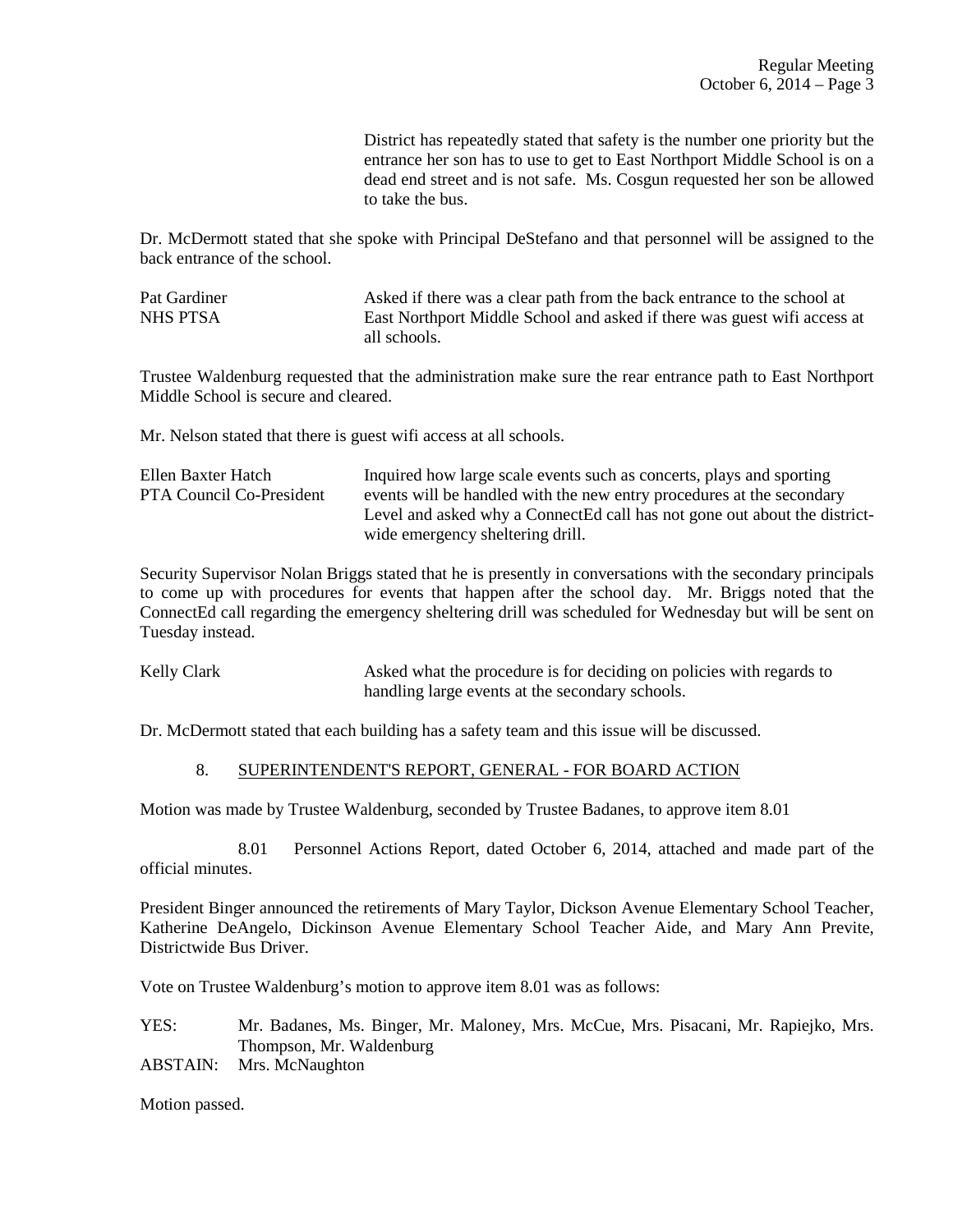District has repeatedly stated that safety is the number one priority but the entrance her son has to use to get to East Northport Middle School is on a dead end street and is not safe. Ms. Cosgun requested her son be allowed to take the bus.

Dr. McDermott stated that she spoke with Principal DeStefano and that personnel will be assigned to the back entrance of the school.

Pat Gardiner
NHS PTSA
Asked if there was a clear path from the back entrance to the school at East Northport Middle School and asked if there was guest wifi access at all schools.

Trustee Waldenburg requested that the administration make sure the rear entrance path to East Northport Middle School is secure and cleared.

Mr. Nelson stated that there is guest wifi access at all schools.

Ellen Baxter Hatch
PTA Council Co-President
Inquired how large scale events such as concerts, plays and sporting events will be handled with the new entry procedures at the secondary Level and asked why a ConnectEd call has not gone out about the district-wide emergency sheltering drill.

Security Supervisor Nolan Briggs stated that he is presently in conversations with the secondary principals to come up with procedures for events that happen after the school day. Mr. Briggs noted that the ConnectEd call regarding the emergency sheltering drill was scheduled for Wednesday but will be sent on Tuesday instead.

Kelly Clark
Asked what the procedure is for deciding on policies with regards to handling large events at the secondary schools.

Dr. McDermott stated that each building has a safety team and this issue will be discussed.

## 8. SUPERINTENDENT'S REPORT, GENERAL - FOR BOARD ACTION

Motion was made by Trustee Waldenburg, seconded by Trustee Badanes, to approve item 8.01

8.01 Personnel Actions Report, dated October 6, 2014, attached and made part of the official minutes.

President Binger announced the retirements of Mary Taylor, Dickson Avenue Elementary School Teacher, Katherine DeAngelo, Dickinson Avenue Elementary School Teacher Aide, and Mary Ann Previte, Districtwide Bus Driver.

Vote on Trustee Waldenburg's motion to approve item 8.01 was as follows:

YES: Mr. Badanes, Ms. Binger, Mr. Maloney, Mrs. McCue, Mrs. Pisacani, Mr. Rapiejko, Mrs. Thompson, Mr. Waldenburg
ABSTAIN: Mrs. McNaughton

Motion passed.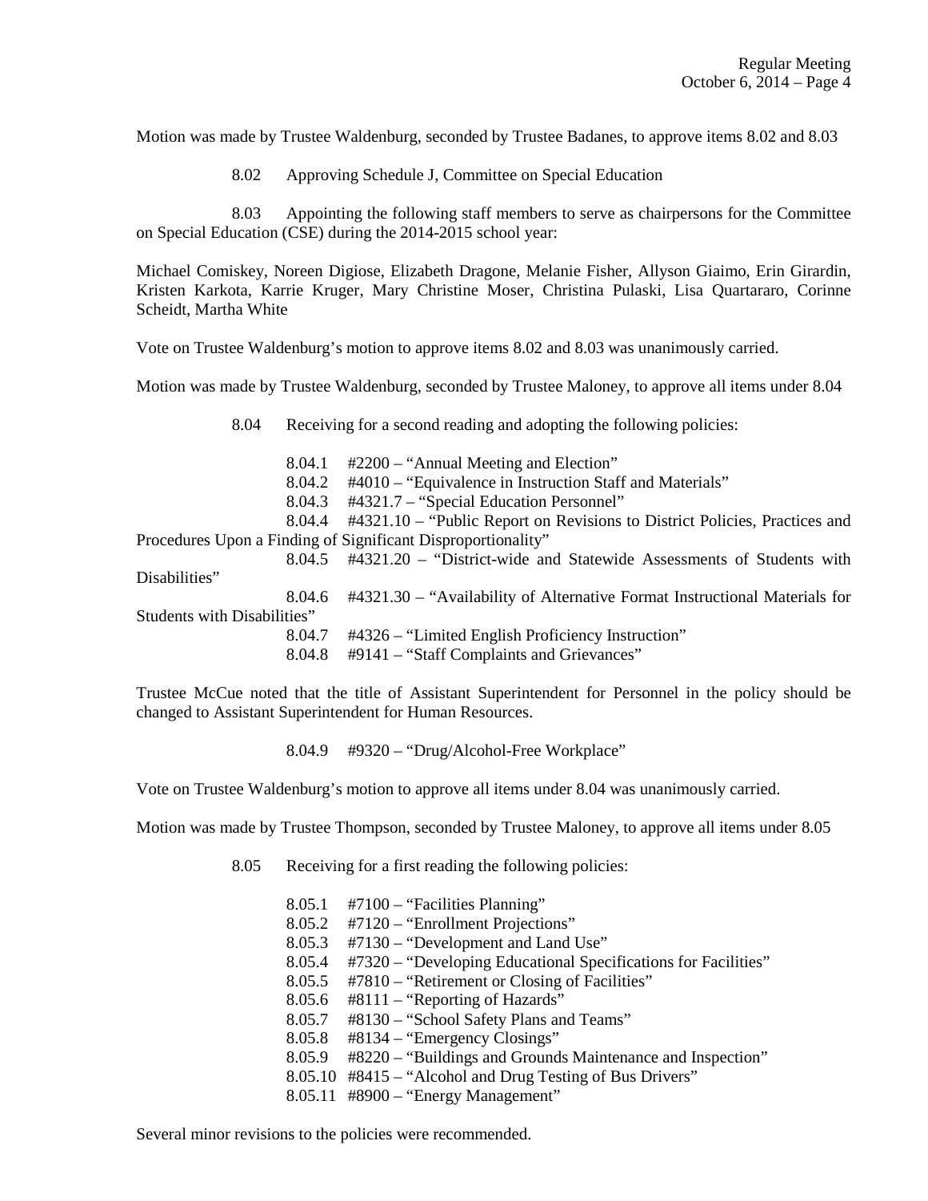Motion was made by Trustee Waldenburg, seconded by Trustee Badanes, to approve items 8.02 and 8.03

8.02 Approving Schedule J, Committee on Special Education

8.03 Appointing the following staff members to serve as chairpersons for the Committee on Special Education (CSE) during the 2014-2015 school year:

Michael Comiskey, Noreen Digiose, Elizabeth Dragone, Melanie Fisher, Allyson Giaimo, Erin Girardin, Kristen Karkota, Karrie Kruger, Mary Christine Moser, Christina Pulaski, Lisa Quartararo, Corinne Scheidt, Martha White

Vote on Trustee Waldenburg's motion to approve items 8.02 and 8.03 was unanimously carried.

Motion was made by Trustee Waldenburg, seconded by Trustee Maloney, to approve all items under 8.04

8.04 Receiving for a second reading and adopting the following policies:

8.04.1 #2200 – "Annual Meeting and Election"
8.04.2 #4010 – "Equivalence in Instruction Staff and Materials"
8.04.3 #4321.7 – "Special Education Personnel"
8.04.4 #4321.10 – "Public Report on Revisions to District Policies, Practices and Procedures Upon a Finding of Significant Disproportionality"
8.04.5 #4321.20 – "District-wide and Statewide Assessments of Students with Disabilities"
8.04.6 #4321.30 – "Availability of Alternative Format Instructional Materials for Students with Disabilities"
8.04.7 #4326 – "Limited English Proficiency Instruction"
8.04.8 #9141 – "Staff Complaints and Grievances"

Trustee McCue noted that the title of Assistant Superintendent for Personnel in the policy should be changed to Assistant Superintendent for Human Resources.

8.04.9 #9320 – "Drug/Alcohol-Free Workplace"

Vote on Trustee Waldenburg's motion to approve all items under 8.04 was unanimously carried.

Motion was made by Trustee Thompson, seconded by Trustee Maloney, to approve all items under 8.05

8.05 Receiving for a first reading the following policies:

8.05.1 #7100 – "Facilities Planning"
8.05.2 #7120 – "Enrollment Projections"
8.05.3 #7130 – "Development and Land Use"
8.05.4 #7320 – "Developing Educational Specifications for Facilities"
8.05.5 #7810 – "Retirement or Closing of Facilities"
8.05.6 #8111 – "Reporting of Hazards"
8.05.7 #8130 – "School Safety Plans and Teams"
8.05.8 #8134 – "Emergency Closings"
8.05.9 #8220 – "Buildings and Grounds Maintenance and Inspection"
8.05.10 #8415 – "Alcohol and Drug Testing of Bus Drivers"
8.05.11 #8900 – "Energy Management"

Several minor revisions to the policies were recommended.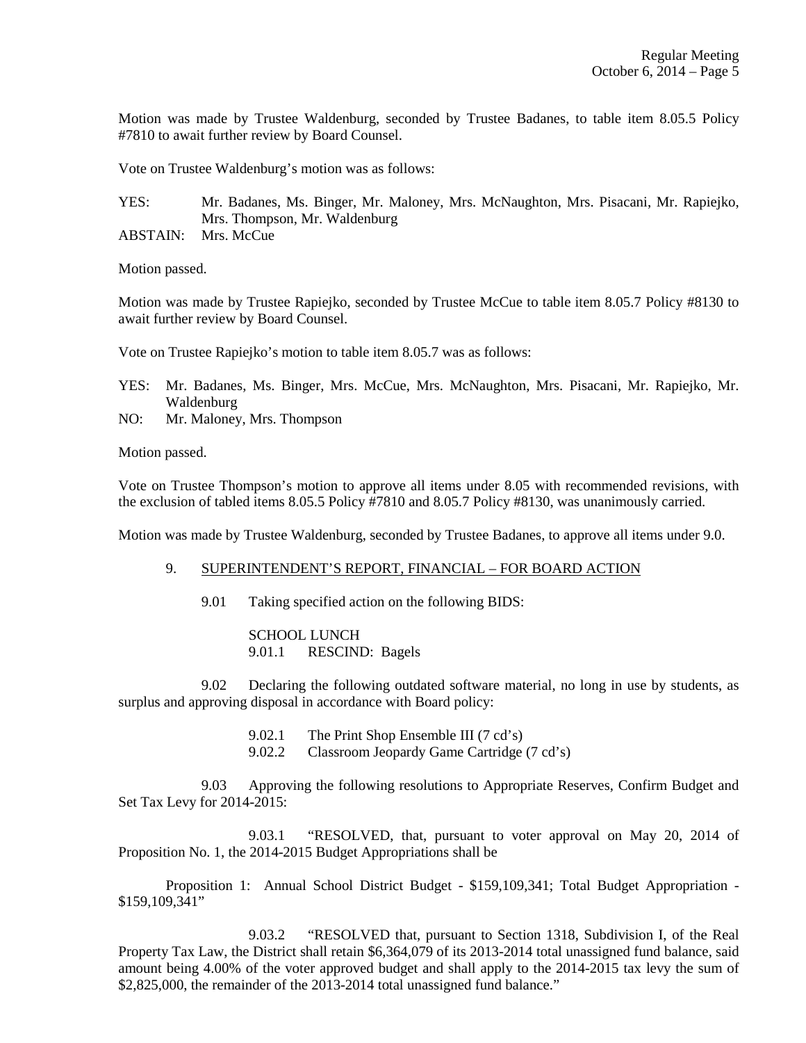Motion was made by Trustee Waldenburg, seconded by Trustee Badanes, to table item 8.05.5 Policy #7810 to await further review by Board Counsel.

Vote on Trustee Waldenburg's motion was as follows:

YES: Mr. Badanes, Ms. Binger, Mr. Maloney, Mrs. McNaughton, Mrs. Pisacani, Mr. Rapiejko, Mrs. Thompson, Mr. Waldenburg
ABSTAIN: Mrs. McCue

Motion passed.

Motion was made by Trustee Rapiejko, seconded by Trustee McCue to table item 8.05.7 Policy #8130 to await further review by Board Counsel.

Vote on Trustee Rapiejko's motion to table item 8.05.7 was as follows:

YES: Mr. Badanes, Ms. Binger, Mrs. McCue, Mrs. McNaughton, Mrs. Pisacani, Mr. Rapiejko, Mr. Waldenburg
NO: Mr. Maloney, Mrs. Thompson

Motion passed.

Vote on Trustee Thompson's motion to approve all items under 8.05 with recommended revisions, with the exclusion of tabled items 8.05.5 Policy #7810 and 8.05.7 Policy #8130, was unanimously carried.

Motion was made by Trustee Waldenburg, seconded by Trustee Badanes, to approve all items under 9.0.

9. SUPERINTENDENT'S REPORT, FINANCIAL – FOR BOARD ACTION

9.01 Taking specified action on the following BIDS:

SCHOOL LUNCH
9.01.1 RESCIND: Bagels

9.02 Declaring the following outdated software material, no long in use by students, as surplus and approving disposal in accordance with Board policy:

9.02.1 The Print Shop Ensemble III (7 cd's)
9.02.2 Classroom Jeopardy Game Cartridge (7 cd's)

9.03 Approving the following resolutions to Appropriate Reserves, Confirm Budget and Set Tax Levy for 2014-2015:

9.03.1 "RESOLVED, that, pursuant to voter approval on May 20, 2014 of Proposition No. 1, the 2014-2015 Budget Appropriations shall be

Proposition 1: Annual School District Budget - $159,109,341; Total Budget Appropriation - $159,109,341"

9.03.2 "RESOLVED that, pursuant to Section 1318, Subdivision I, of the Real Property Tax Law, the District shall retain $6,364,079 of its 2013-2014 total unassigned fund balance, said amount being 4.00% of the voter approved budget and shall apply to the 2014-2015 tax levy the sum of $2,825,000, the remainder of the 2013-2014 total unassigned fund balance."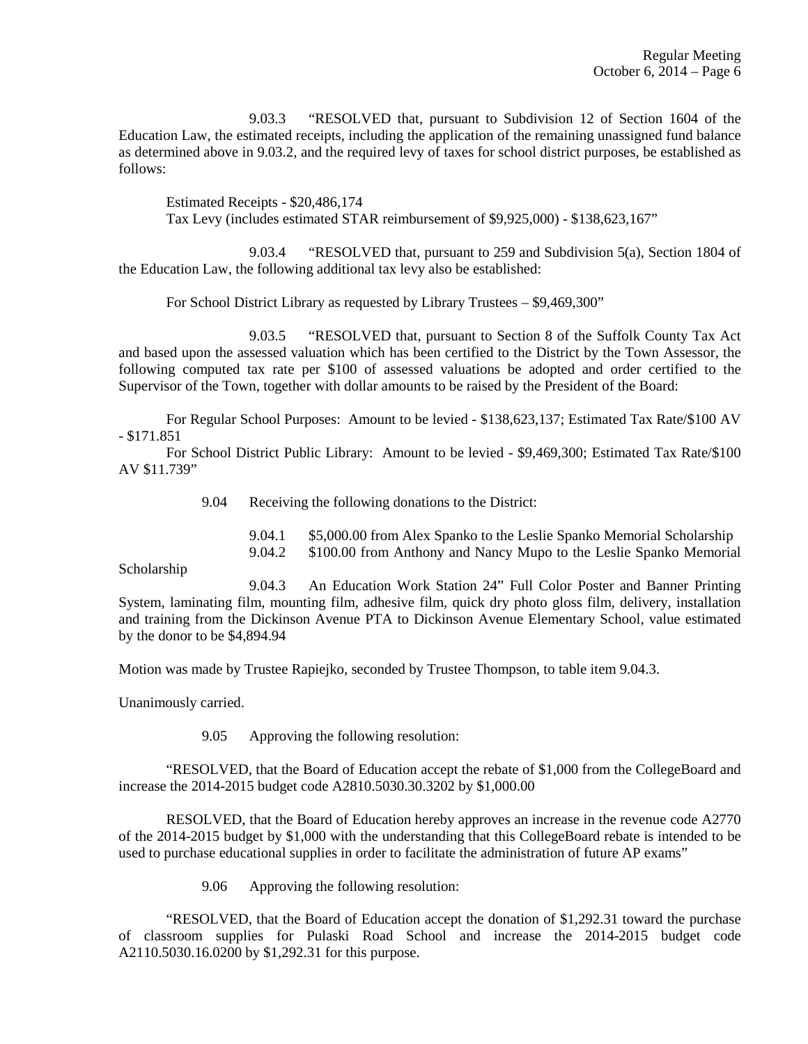9.03.3 "RESOLVED that, pursuant to Subdivision 12 of Section 1604 of the Education Law, the estimated receipts, including the application of the remaining unassigned fund balance as determined above in 9.03.2, and the required levy of taxes for school district purposes, be established as follows:

Estimated Receipts - $20,486,174
Tax Levy (includes estimated STAR reimbursement of $9,925,000) - $138,623,167"

9.03.4 "RESOLVED that, pursuant to 259 and Subdivision 5(a), Section 1804 of the Education Law, the following additional tax levy also be established:

For School District Library as requested by Library Trustees – $9,469,300"

9.03.5 "RESOLVED that, pursuant to Section 8 of the Suffolk County Tax Act and based upon the assessed valuation which has been certified to the District by the Town Assessor, the following computed tax rate per $100 of assessed valuations be adopted and order certified to the Supervisor of the Town, together with dollar amounts to be raised by the President of the Board:

For Regular School Purposes: Amount to be levied - $138,623,137; Estimated Tax Rate/$100 AV - $171.851

For School District Public Library: Amount to be levied - $9,469,300; Estimated Tax Rate/$100 AV $11.739"

9.04 Receiving the following donations to the District:

9.04.1 $5,000.00 from Alex Spanko to the Leslie Spanko Memorial Scholarship

9.04.2 $100.00 from Anthony and Nancy Mupo to the Leslie Spanko Memorial Scholarship

9.04.3 An Education Work Station 24" Full Color Poster and Banner Printing System, laminating film, mounting film, adhesive film, quick dry photo gloss film, delivery, installation and training from the Dickinson Avenue PTA to Dickinson Avenue Elementary School, value estimated by the donor to be $4,894.94

Motion was made by Trustee Rapiejko, seconded by Trustee Thompson, to table item 9.04.3.

Unanimously carried.

9.05 Approving the following resolution:

"RESOLVED, that the Board of Education accept the rebate of $1,000 from the CollegeBoard and increase the 2014-2015 budget code A2810.5030.30.3202 by $1,000.00

RESOLVED, that the Board of Education hereby approves an increase in the revenue code A2770 of the 2014-2015 budget by $1,000 with the understanding that this CollegeBoard rebate is intended to be used to purchase educational supplies in order to facilitate the administration of future AP exams"

9.06 Approving the following resolution:

"RESOLVED, that the Board of Education accept the donation of $1,292.31 toward the purchase of classroom supplies for Pulaski Road School and increase the 2014-2015 budget code A2110.5030.16.0200 by $1,292.31 for this purpose.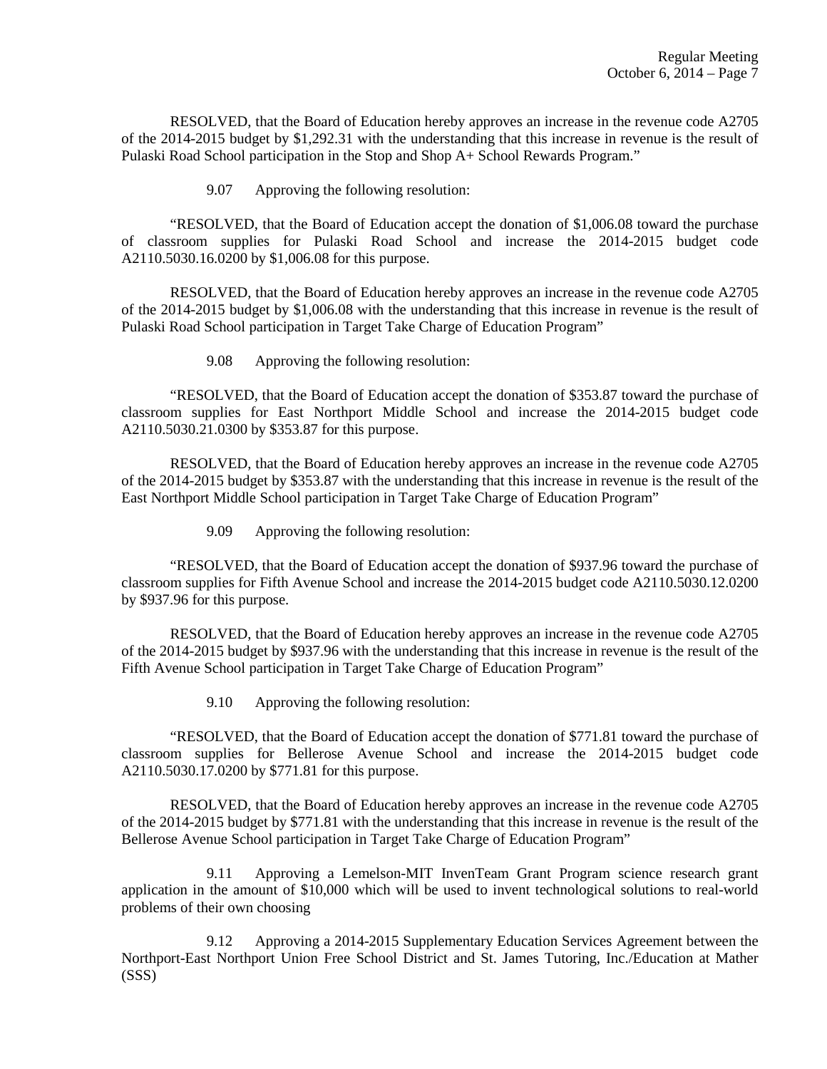RESOLVED, that the Board of Education hereby approves an increase in the revenue code A2705 of the 2014-2015 budget by $1,292.31 with the understanding that this increase in revenue is the result of Pulaski Road School participation in the Stop and Shop A+ School Rewards Program."

9.07 Approving the following resolution:

"RESOLVED, that the Board of Education accept the donation of $1,006.08 toward the purchase of classroom supplies for Pulaski Road School and increase the 2014-2015 budget code A2110.5030.16.0200 by $1,006.08 for this purpose.

RESOLVED, that the Board of Education hereby approves an increase in the revenue code A2705 of the 2014-2015 budget by $1,006.08 with the understanding that this increase in revenue is the result of Pulaski Road School participation in Target Take Charge of Education Program"

9.08 Approving the following resolution:

"RESOLVED, that the Board of Education accept the donation of $353.87 toward the purchase of classroom supplies for East Northport Middle School and increase the 2014-2015 budget code A2110.5030.21.0300 by $353.87 for this purpose.

RESOLVED, that the Board of Education hereby approves an increase in the revenue code A2705 of the 2014-2015 budget by $353.87 with the understanding that this increase in revenue is the result of the East Northport Middle School participation in Target Take Charge of Education Program"

9.09 Approving the following resolution:

"RESOLVED, that the Board of Education accept the donation of $937.96 toward the purchase of classroom supplies for Fifth Avenue School and increase the 2014-2015 budget code A2110.5030.12.0200 by $937.96 for this purpose.

RESOLVED, that the Board of Education hereby approves an increase in the revenue code A2705 of the 2014-2015 budget by $937.96 with the understanding that this increase in revenue is the result of the Fifth Avenue School participation in Target Take Charge of Education Program"

9.10 Approving the following resolution:

"RESOLVED, that the Board of Education accept the donation of $771.81 toward the purchase of classroom supplies for Bellerose Avenue School and increase the 2014-2015 budget code A2110.5030.17.0200 by $771.81 for this purpose.

RESOLVED, that the Board of Education hereby approves an increase in the revenue code A2705 of the 2014-2015 budget by $771.81 with the understanding that this increase in revenue is the result of the Bellerose Avenue School participation in Target Take Charge of Education Program"

9.11 Approving a Lemelson-MIT InvenTeam Grant Program science research grant application in the amount of $10,000 which will be used to invent technological solutions to real-world problems of their own choosing

9.12 Approving a 2014-2015 Supplementary Education Services Agreement between the Northport-East Northport Union Free School District and St. James Tutoring, Inc./Education at Mather (SSS)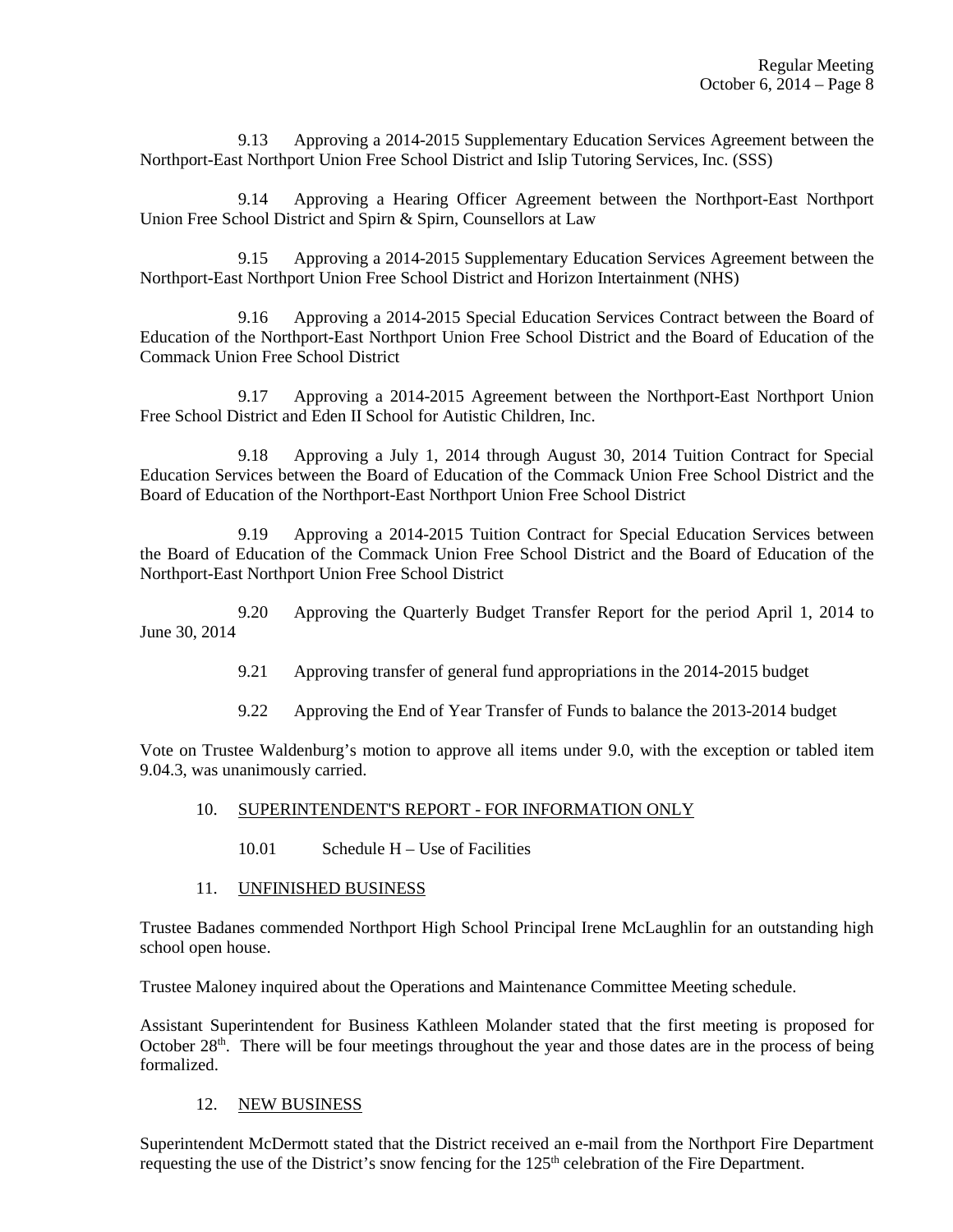9.13 Approving a 2014-2015 Supplementary Education Services Agreement between the Northport-East Northport Union Free School District and Islip Tutoring Services, Inc. (SSS)

9.14 Approving a Hearing Officer Agreement between the Northport-East Northport Union Free School District and Spirn & Spirn, Counsellors at Law

9.15 Approving a 2014-2015 Supplementary Education Services Agreement between the Northport-East Northport Union Free School District and Horizon Intertainment (NHS)

9.16 Approving a 2014-2015 Special Education Services Contract between the Board of Education of the Northport-East Northport Union Free School District and the Board of Education of the Commack Union Free School District

9.17 Approving a 2014-2015 Agreement between the Northport-East Northport Union Free School District and Eden II School for Autistic Children, Inc.

9.18 Approving a July 1, 2014 through August 30, 2014 Tuition Contract for Special Education Services between the Board of Education of the Commack Union Free School District and the Board of Education of the Northport-East Northport Union Free School District

9.19 Approving a 2014-2015 Tuition Contract for Special Education Services between the Board of Education of the Commack Union Free School District and the Board of Education of the Northport-East Northport Union Free School District

9.20 Approving the Quarterly Budget Transfer Report for the period April 1, 2014 to June 30, 2014

9.21 Approving transfer of general fund appropriations in the 2014-2015 budget

9.22 Approving the End of Year Transfer of Funds to balance the 2013-2014 budget

Vote on Trustee Waldenburg's motion to approve all items under 9.0, with the exception or tabled item 9.04.3, was unanimously carried.

10. SUPERINTENDENT'S REPORT - FOR INFORMATION ONLY

10.01 Schedule H – Use of Facilities

11. UNFINISHED BUSINESS

Trustee Badanes commended Northport High School Principal Irene McLaughlin for an outstanding high school open house.

Trustee Maloney inquired about the Operations and Maintenance Committee Meeting schedule.

Assistant Superintendent for Business Kathleen Molander stated that the first meeting is proposed for October 28th. There will be four meetings throughout the year and those dates are in the process of being formalized.

12. NEW BUSINESS

Superintendent McDermott stated that the District received an e-mail from the Northport Fire Department requesting the use of the District's snow fencing for the 125th celebration of the Fire Department.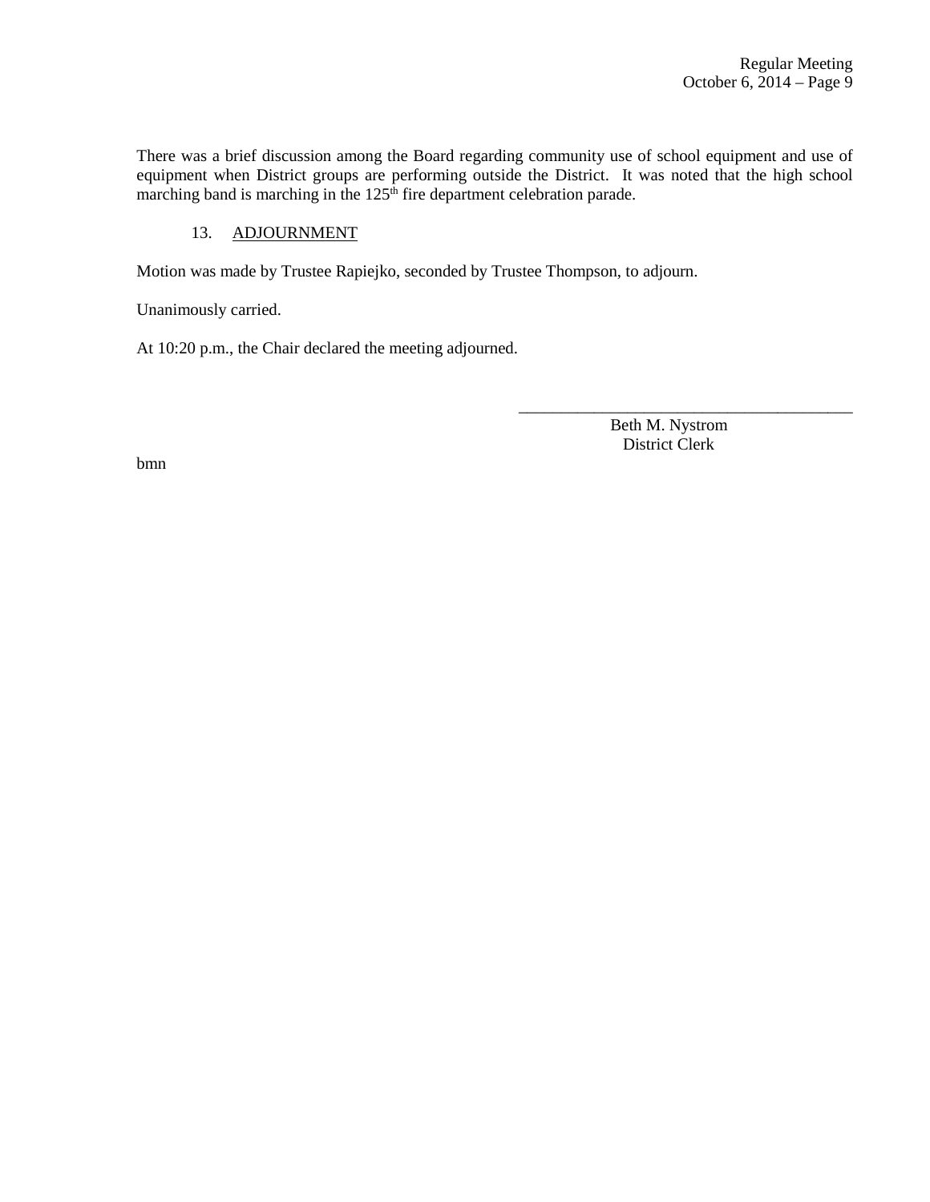There was a brief discussion among the Board regarding community use of school equipment and use of equipment when District groups are performing outside the District. It was noted that the high school marching band is marching in the 125th fire department celebration parade.

13. <u>ADJOURNMENT</u>

Motion was made by Trustee Rapiejko, seconded by Trustee Thompson, to adjourn.

Unanimously carried.

At 10:20 p.m., the Chair declared the meeting adjourned.

\_\_\_\_\_\_\_\_\_\_\_\_\_\_\_\_\_\_\_\_\_\_\_\_\_\_\_\_\_\_\_\_\_\_\_\_\_\_\_\_

Beth M. Nystrom
District Clerk

bmn